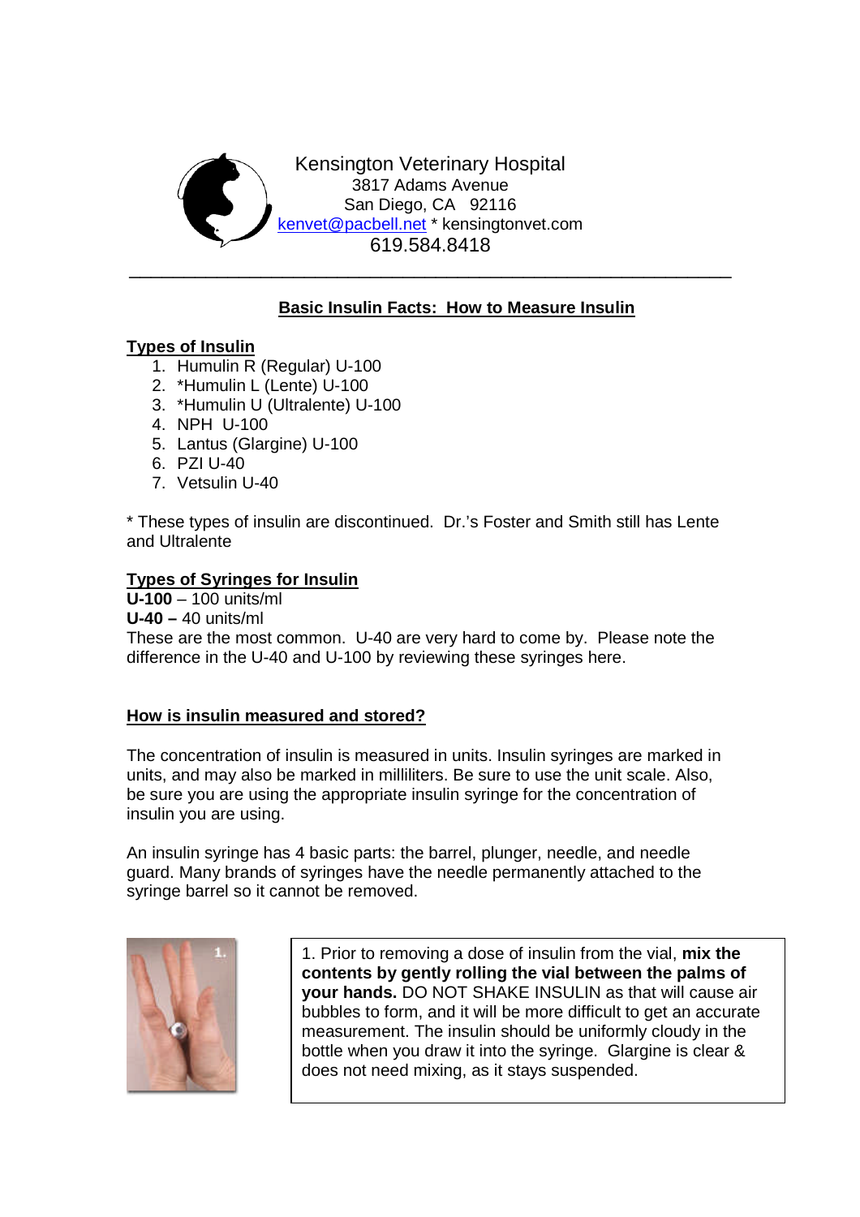Kensington Veterinary Hospital
3817 Adams Avenue
San Diego, CA 92116
kenvet@pacbell.net * kensingtonvet.com
619.584.8418

---

## Basic Insulin Facts: How to Measure Insulin

### Types of Insulin

1. Humulin R (Regular) U-100
2. *Humulin L (Lente) U-100
3. *Humulin U (Ultralente) U-100
4. NPH U-100
5. Lantus (Glargine) U-100
6. PZI U-40
7. Vetsulin U-40

* These types of insulin are discontinued. Dr.'s Foster and Smith still has Lente and Ultralente

### Types of Syringes for Insulin

**U-100** – 100 units/ml
**U-40 –** 40 units/ml
These are the most common. U-40 are very hard to come by. Please note the difference in the U-40 and U-100 by reviewing these syringes here.

### How is insulin measured and stored?

The concentration of insulin is measured in units. Insulin syringes are marked in units, and may also be marked in milliliters. Be sure to use the unit scale. Also, be sure you are using the appropriate insulin syringe for the concentration of insulin you are using.

An insulin syringe has 4 basic parts: the barrel, plunger, needle, and needle guard. Many brands of syringes have the needle permanently attached to the syringe barrel so it cannot be removed.

1. Prior to removing a dose of insulin from the vial, **mix the contents by gently rolling the vial between the palms of your hands.** DO NOT SHAKE INSULIN as that will cause air bubbles to form, and it will be more difficult to get an accurate measurement. The insulin should be uniformly cloudy in the bottle when you draw it into the syringe. Glargine is clear & does not need mixing, as it stays suspended.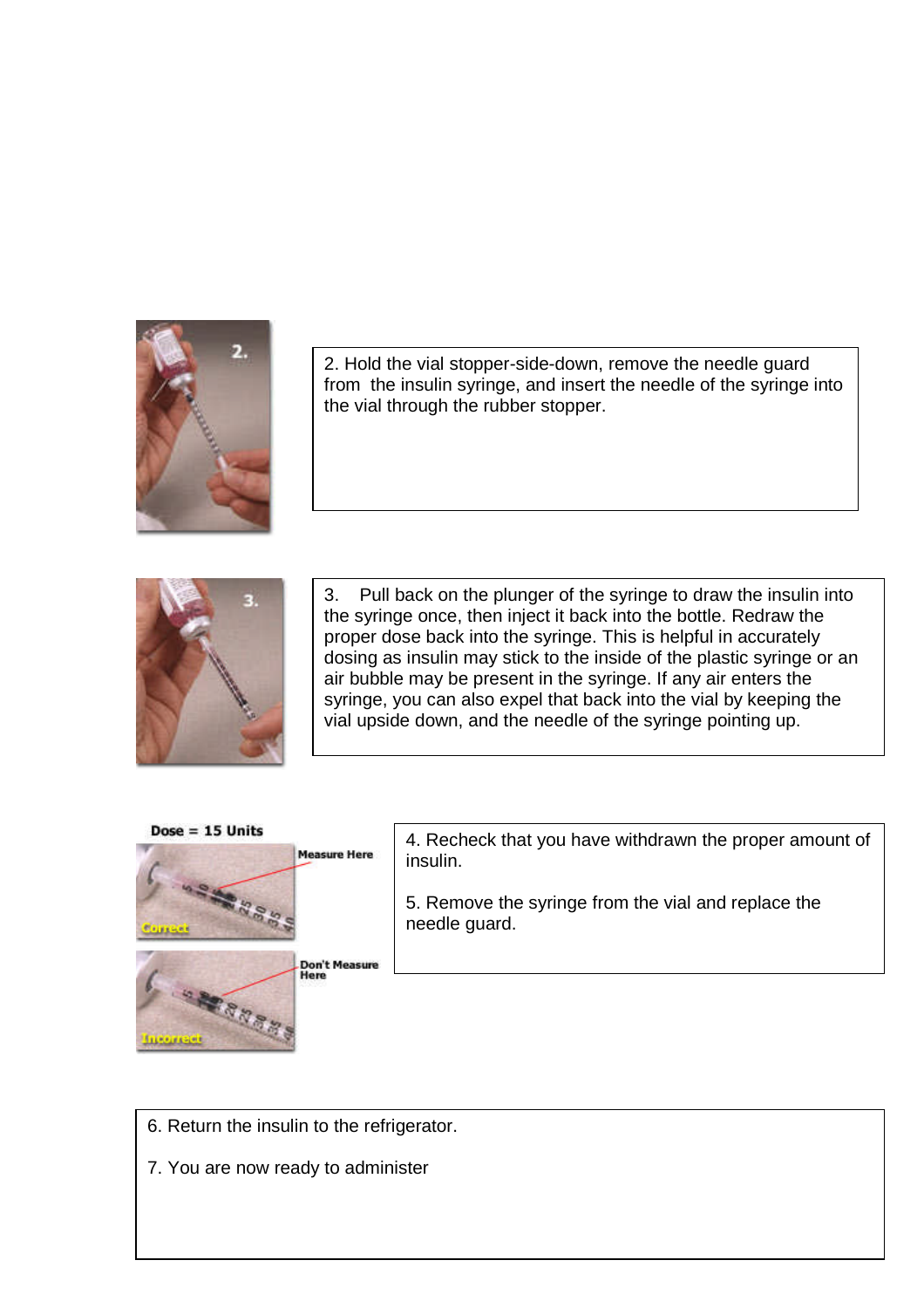2. Hold the vial stopper-side-down, remove the needle guard from the insulin syringe, and insert the needle of the syringe into the vial through the rubber stopper.

3. Pull back on the plunger of the syringe to draw the insulin into the syringe once, then inject it back into the bottle. Redraw the proper dose back into the syringe. This is helpful in accurately dosing as insulin may stick to the inside of the plastic syringe or an air bubble may be present in the syringe. If any air enters the syringe, you can also expel that back into the vial by keeping the vial upside down, and the needle of the syringe pointing up.

Dose = 15 Units

Measure Here

Correct

Don't Measure Here

Incorrect

4. Recheck that you have withdrawn the proper amount of insulin.

5. Remove the syringe from the vial and replace the needle guard.

6. Return the insulin to the refrigerator.

7. You are now ready to administer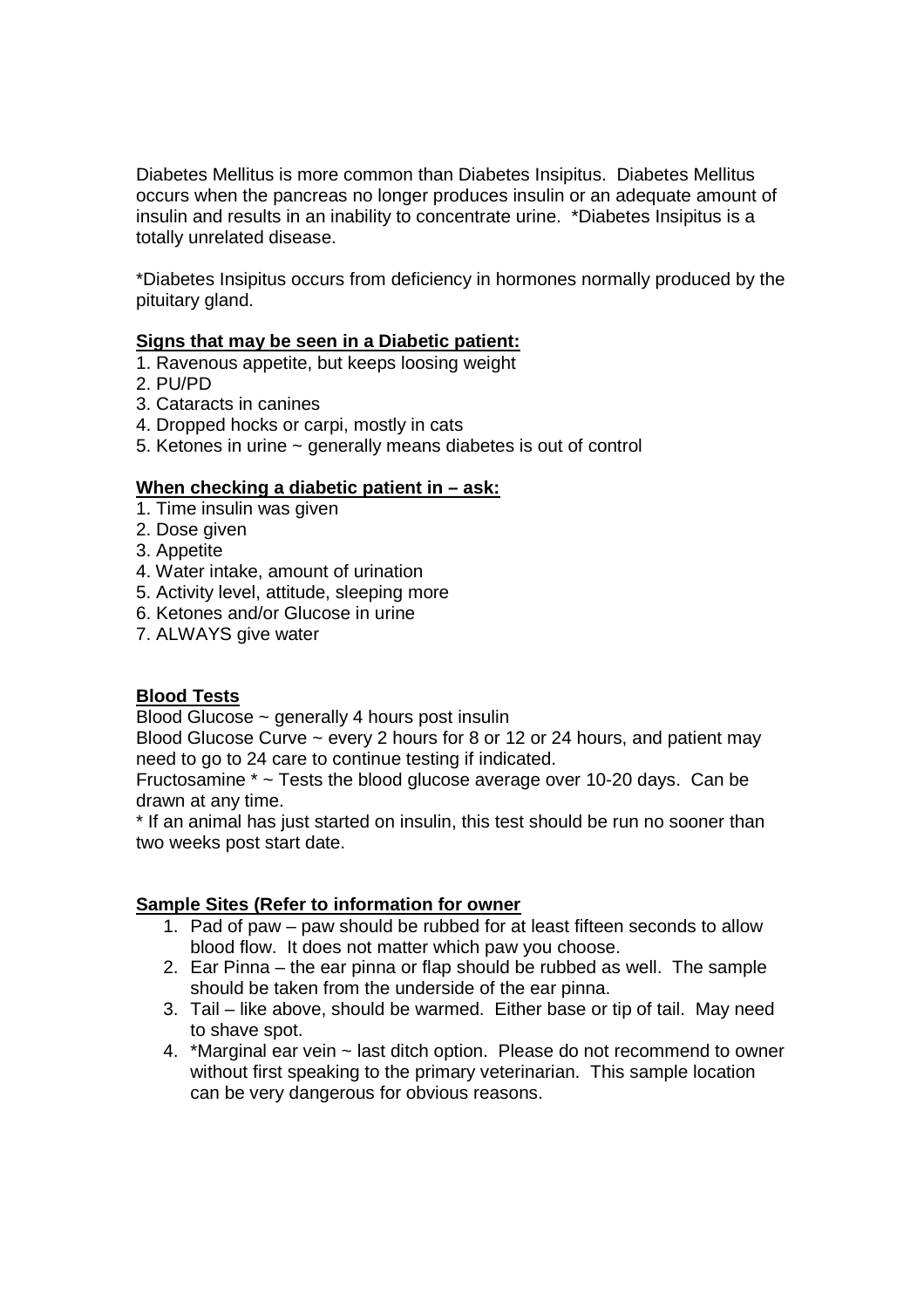Diabetes Mellitus is more common than Diabetes Insipitus. Diabetes Mellitus occurs when the pancreas no longer produces insulin or an adequate amount of insulin and results in an inability to concentrate urine. *Diabetes Insipitus is a totally unrelated disease.

*Diabetes Insipitus occurs from deficiency in hormones normally produced by the pituitary gland.

**<u>Signs that may be seen in a Diabetic patient:</u>**

1. Ravenous appetite, but keeps loosing weight
2. PU/PD
3. Cataracts in canines
4. Dropped hocks or carpi, mostly in cats
5. Ketones in urine ~ generally means diabetes is out of control

**<u>When checking a diabetic patient in – ask:</u>**

1. Time insulin was given
2. Dose given
3. Appetite
4. Water intake, amount of urination
5. Activity level, attitude, sleeping more
6. Ketones and/or Glucose in urine
7. ALWAYS give water

**<u>Blood Tests</u>**

Blood Glucose ~ generally 4 hours post insulin
Blood Glucose Curve ~ every 2 hours for 8 or 12 or 24 hours, and patient may need to go to 24 care to continue testing if indicated.
Fructosamine * ~ Tests the blood glucose average over 10-20 days. Can be drawn at any time.
* If an animal has just started on insulin, this test should be run no sooner than two weeks post start date.

**<u>Sample Sites (Refer to information for owner</u>**

1. Pad of paw – paw should be rubbed for at least fifteen seconds to allow blood flow. It does not matter which paw you choose.
2. Ear Pinna – the ear pinna or flap should be rubbed as well. The sample should be taken from the underside of the ear pinna.
3. Tail – like above, should be warmed. Either base or tip of tail. May need to shave spot.
4. *Marginal ear vein ~ last ditch option. Please do not recommend to owner without first speaking to the primary veterinarian. This sample location can be very dangerous for obvious reasons.